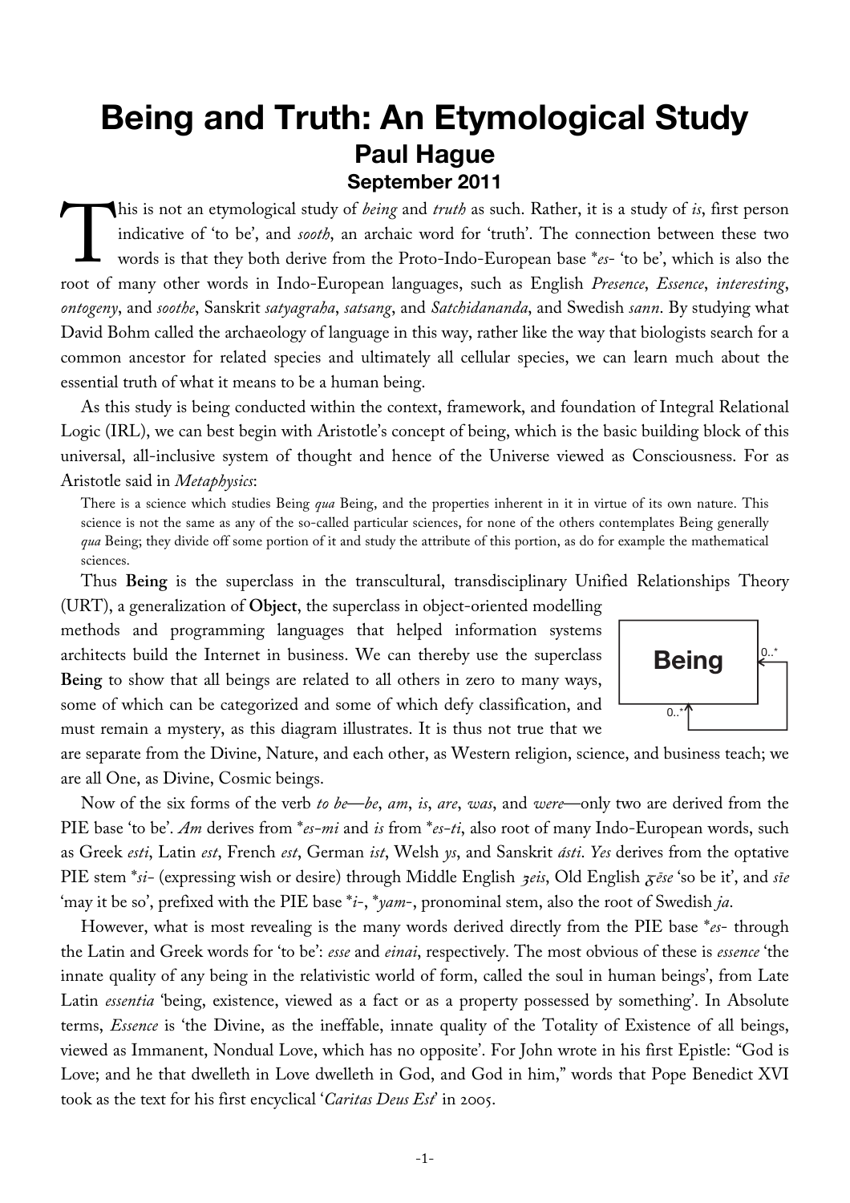# Being and Truth: An Etymological Study

## Paul Hague

### September 2011

This is not an etymological study of *being* and *truth* as such. Rather, it is a study of *is*, first person indicative of 'to be', and *sooth*, an archaic word for 'truth'. The connection between these two words is that they both derive from the Proto-Indo-European base *\*es-* 'to be', which is also the root of many other words in Indo-European languages, such as English *Presence*, *Essence*, *interesting*, *ontogeny*, and *soothe*, Sanskrit *satyagraha*, *satsang*, and *Satchidananda*, and Swedish *sann*. By studying what David Bohm called the archaeology of language in this way, rather like the way that biologists search for a common ancestor for related species and ultimately all cellular species, we can learn much about the essential truth of what it means to be a human being.

As this study is being conducted within the context, framework, and foundation of Integral Relational Logic (IRL), we can best begin with Aristotle's concept of being, which is the basic building block of this universal, all-inclusive system of thought and hence of the Universe viewed as Consciousness. For as Aristotle said in *Metaphysics*:

> There is a science which studies Being *qua* Being, and the properties inherent in it in virtue of its own nature. This science is not the same as any of the so-called particular sciences, for none of the others contemplates Being generally *qua* Being; they divide off some portion of it and study the attribute of this portion, as do for example the mathematical sciences.

Thus **Being** is the superclass in the transcultural, transdisciplinary Unified Relationships Theory (URT), a generalization of **Object**, the superclass in object-oriented modelling methods and programming languages that helped information systems architects build the Internet in business. We can thereby use the superclass **Being** to show that all beings are related to all others in zero to many ways, some of which can be categorized and some of which defy classification, and must remain a mystery, as this diagram illustrates. It is thus not true that we are separate from the Divine, Nature, and each other, as Western religion, science, and business teach; we are all One, as Divine, Cosmic beings.

Being

0..*

0..*

Now of the six forms of the verb *to be*—*be*, *am*, *is*, *are*, *was*, and *were*—only two are derived from the PIE base 'to be'. *Am* derives from *\*es-mi* and *is* from *\*es-ti*, also root of many Indo-European words, such as Greek *esti*, Latin *est*, French *est*, German *ist*, Welsh *ys*, and Sanskrit *ásti*. *Yes* derives from the optative PIE stem *\*si-* (expressing wish or desire) through Middle English *ȝeis*, Old English *ȝēse* 'so be it', and *sīe* 'may it be so', prefixed with the PIE base *\*i-*, *\*yam-*, pronominal stem, also the root of Swedish *ja*.

However, what is most revealing is the many words derived directly from the PIE base *\*es-* through the Latin and Greek words for 'to be': *esse* and *einai*, respectively. The most obvious of these is *essence* 'the innate quality of any being in the relativistic world of form, called the soul in human beings', from Late Latin *essentia* 'being, existence, viewed as a fact or as a property possessed by something'. In Absolute terms, *Essence* is 'the Divine, as the ineffable, innate quality of the Totality of Existence of all beings, viewed as Immanent, Nondual Love, which has no opposite'. For John wrote in his first Epistle: "God is Love; and he that dwelleth in Love dwelleth in God, and God in him," words that Pope Benedict XVI took as the text for his first encyclical '*Caritas Deus Est*' in 2005.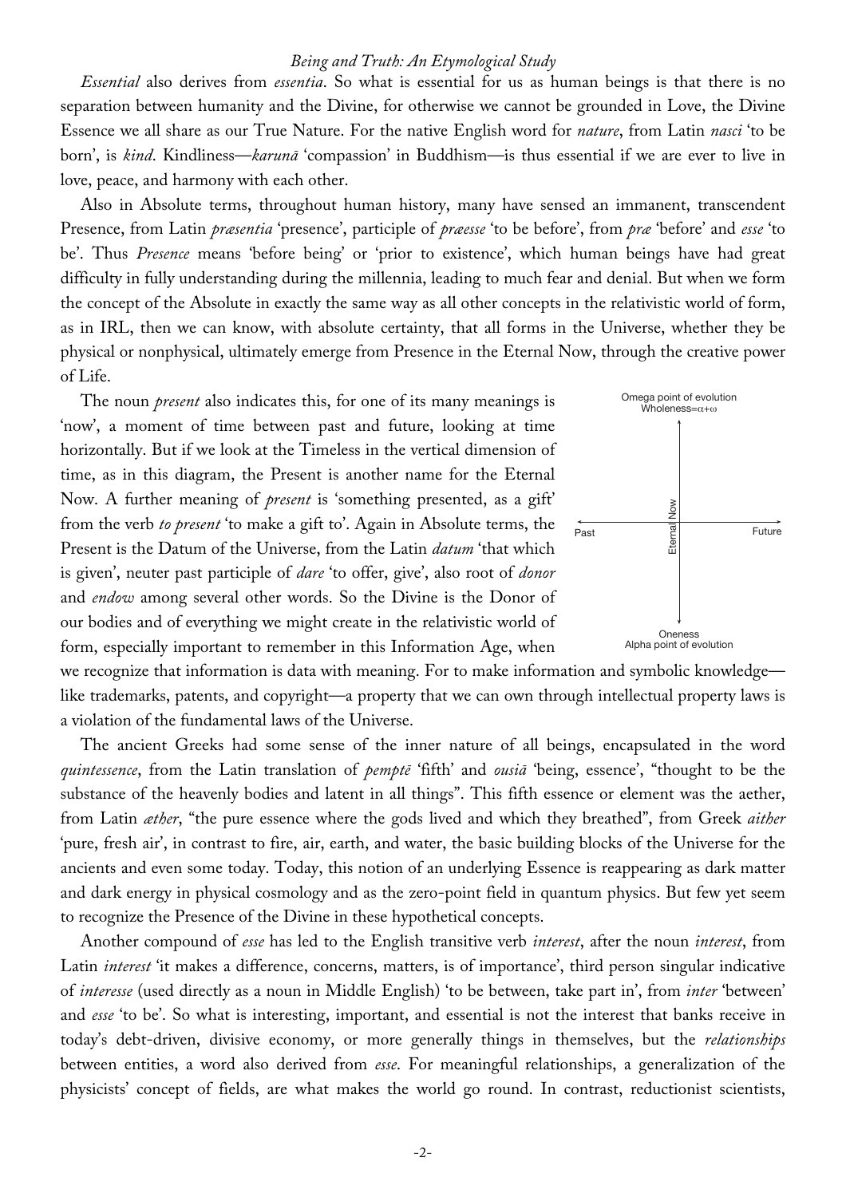*Essential* also derives from *essentia*. So what is essential for us as human beings is that there is no separation between humanity and the Divine, for otherwise we cannot be grounded in Love, the Divine Essence we all share as our True Nature. For the native English word for *nature*, from Latin *nasci* 'to be born', is *kind*. Kindliness—*karunā* 'compassion' in Buddhism—is thus essential if we are ever to live in love, peace, and harmony with each other.

Also in Absolute terms, throughout human history, many have sensed an immanent, transcendent Presence, from Latin *præsentia* 'presence', participle of *præesse* 'to be before', from *præ* 'before' and *esse* 'to be'. Thus *Presence* means 'before being' or 'prior to existence', which human beings have had great difficulty in fully understanding during the millennia, leading to much fear and denial. But when we form the concept of the Absolute in exactly the same way as all other concepts in the relativistic world of form, as in IRL, then we can know, with absolute certainty, that all forms in the Universe, whether they be physical or nonphysical, ultimately emerge from Presence in the Eternal Now, through the creative power of Life.

The noun *present* also indicates this, for one of its many meanings is 'now', a moment of time between past and future, looking at time horizontally. But if we look at the Timeless in the vertical dimension of time, as in this diagram, the Present is another name for the Eternal Now. A further meaning of *present* is 'something presented, as a gift' from the verb *to present* 'to make a gift to'. Again in Absolute terms, the Present is the Datum of the Universe, from the Latin *datum* 'that which is given', neuter past participle of *dare* 'to offer, give', also root of *donor* and *endow* among several other words. So the Divine is the Donor of our bodies and of everything we might create in the relativistic world of form, especially important to remember in this Information Age, when we recognize that information is data with meaning. For to make information and symbolic knowledge—like trademarks, patents, and copyright—a property that we can own through intellectual property laws is a violation of the fundamental laws of the Universe.

Omega point of evolution
Wholeness=$\alpha+\omega$
Past
Eternal Now
Future
Oneness
Alpha point of evolution

The ancient Greeks had some sense of the inner nature of all beings, encapsulated in the word *quintessence*, from the Latin translation of *pemptē* 'fifth' and *ousiā* 'being, essence', "thought to be the substance of the heavenly bodies and latent in all things". This fifth essence or element was the aether, from Latin *æther*, "the pure essence where the gods lived and which they breathed", from Greek *aither* 'pure, fresh air', in contrast to fire, air, earth, and water, the basic building blocks of the Universe for the ancients and even some today. Today, this notion of an underlying Essence is reappearing as dark matter and dark energy in physical cosmology and as the zero-point field in quantum physics. But few yet seem to recognize the Presence of the Divine in these hypothetical concepts.

Another compound of *esse* has led to the English transitive verb *interest*, after the noun *interest*, from Latin *interest* 'it makes a difference, concerns, matters, is of importance', third person singular indicative of *interesse* (used directly as a noun in Middle English) 'to be between, take part in', from *inter* 'between' and *esse* 'to be'. So what is interesting, important, and essential is not the interest that banks receive in today's debt-driven, divisive economy, or more generally things in themselves, but the *relationships* between entities, a word also derived from *esse*. For meaningful relationships, a generalization of the physicists' concept of fields, are what makes the world go round. In contrast, reductionist scientists,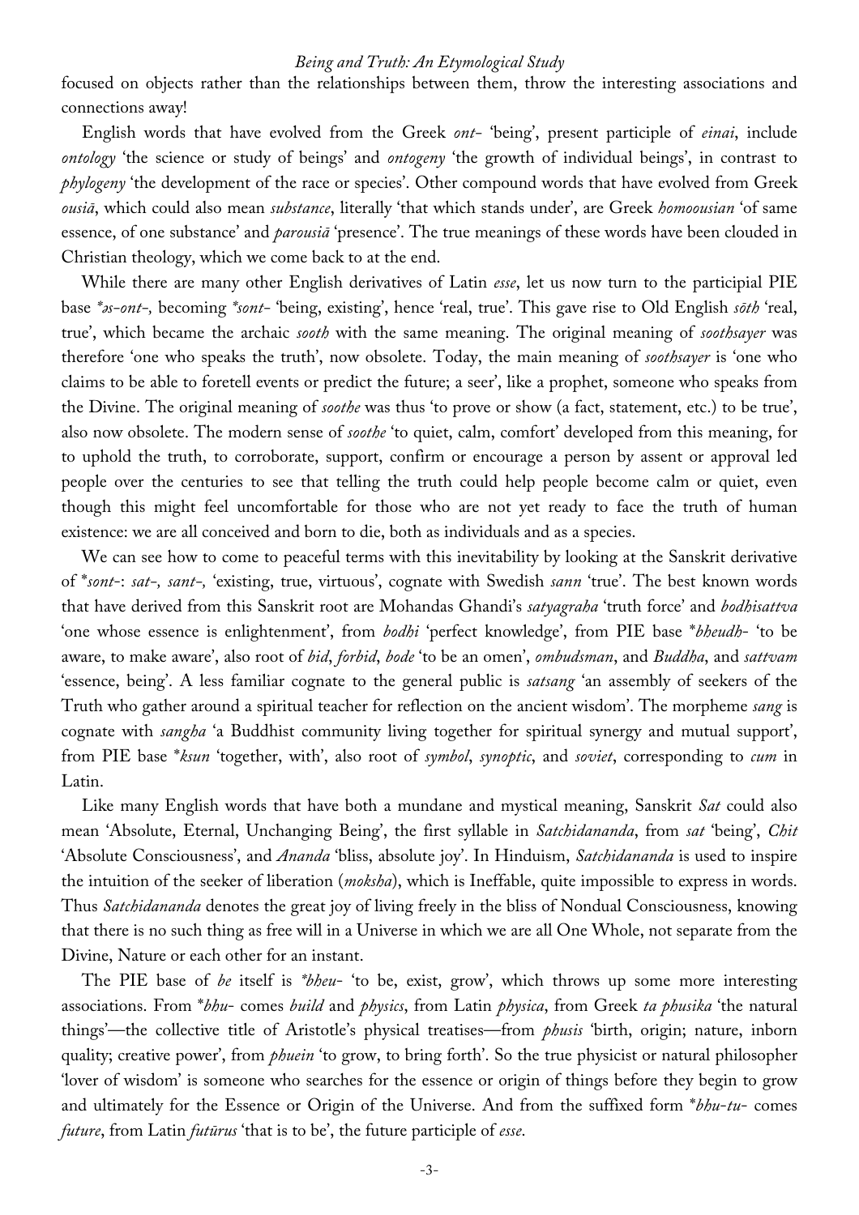focused on objects rather than the relationships between them, throw the interesting associations and connections away!

English words that have evolved from the Greek *ont-* 'being', present participle of *einai*, include *ontology* 'the science or study of beings' and *ontogeny* 'the growth of individual beings', in contrast to *phylogeny* 'the development of the race or species'. Other compound words that have evolved from Greek *ousiā*, which could also mean *substance*, literally 'that which stands under', are Greek *homoousian* 'of same essence, of one substance' and *parousiā* 'presence'. The true meanings of these words have been clouded in Christian theology, which we come back to at the end.

While there are many other English derivatives of Latin *esse*, let us now turn to the participial PIE base *\*əs-ont-,* becoming *\*sont-* 'being, existing', hence 'real, true'. This gave rise to Old English *sōth* 'real, true', which became the archaic *sooth* with the same meaning. The original meaning of *soothsayer* was therefore 'one who speaks the truth', now obsolete. Today, the main meaning of *soothsayer* is 'one who claims to be able to foretell events or predict the future; a seer', like a prophet, someone who speaks from the Divine. The original meaning of *soothe* was thus 'to prove or show (a fact, statement, etc.) to be true', also now obsolete. The modern sense of *soothe* 'to quiet, calm, comfort' developed from this meaning, for to uphold the truth, to corroborate, support, confirm or encourage a person by assent or approval led people over the centuries to see that telling the truth could help people become calm or quiet, even though this might feel uncomfortable for those who are not yet ready to face the truth of human existence: we are all conceived and born to die, both as individuals and as a species.

We can see how to come to peaceful terms with this inevitability by looking at the Sanskrit derivative of \**sont-*: *sat-, sant-,* 'existing, true, virtuous', cognate with Swedish *sann* 'true'. The best known words that have derived from this Sanskrit root are Mohandas Ghandi's *satyagraha* 'truth force' and *bodhisattva* 'one whose essence is enlightenment', from *bodhi* 'perfect knowledge', from PIE base \**bheudh-* 'to be aware, to make aware', also root of *bid*, *forbid*, *bode* 'to be an omen', *ombudsman*, and *Buddha*, and *sattvam* 'essence, being'. A less familiar cognate to the general public is *satsang* 'an assembly of seekers of the Truth who gather around a spiritual teacher for reflection on the ancient wisdom'. The morpheme *sang* is cognate with *sangha* 'a Buddhist community living together for spiritual synergy and mutual support', from PIE base \**ksun* 'together, with', also root of *symbol*, *synoptic*, and *soviet*, corresponding to *cum* in Latin.

Like many English words that have both a mundane and mystical meaning, Sanskrit *Sat* could also mean 'Absolute, Eternal, Unchanging Being', the first syllable in *Satchidananda*, from *sat* 'being', *Chit* 'Absolute Consciousness', and *Ananda* 'bliss, absolute joy'. In Hinduism, *Satchidananda* is used to inspire the intuition of the seeker of liberation (*moksha*), which is Ineffable, quite impossible to express in words. Thus *Satchidananda* denotes the great joy of living freely in the bliss of Nondual Consciousness, knowing that there is no such thing as free will in a Universe in which we are all One Whole, not separate from the Divine, Nature or each other for an instant.

The PIE base of *be* itself is *\*bheu-* 'to be, exist, grow', which throws up some more interesting associations. From \**bhu-* comes *build* and *physics*, from Latin *physica*, from Greek *ta phusika* 'the natural things'—the collective title of Aristotle's physical treatises—from *phusis* 'birth, origin; nature, inborn quality; creative power', from *phuein* 'to grow, to bring forth'. So the true physicist or natural philosopher 'lover of wisdom' is someone who searches for the essence or origin of things before they begin to grow and ultimately for the Essence or Origin of the Universe. And from the suffixed form \**bhu-tu-* comes *future*, from Latin *futūrus* 'that is to be', the future participle of *esse*.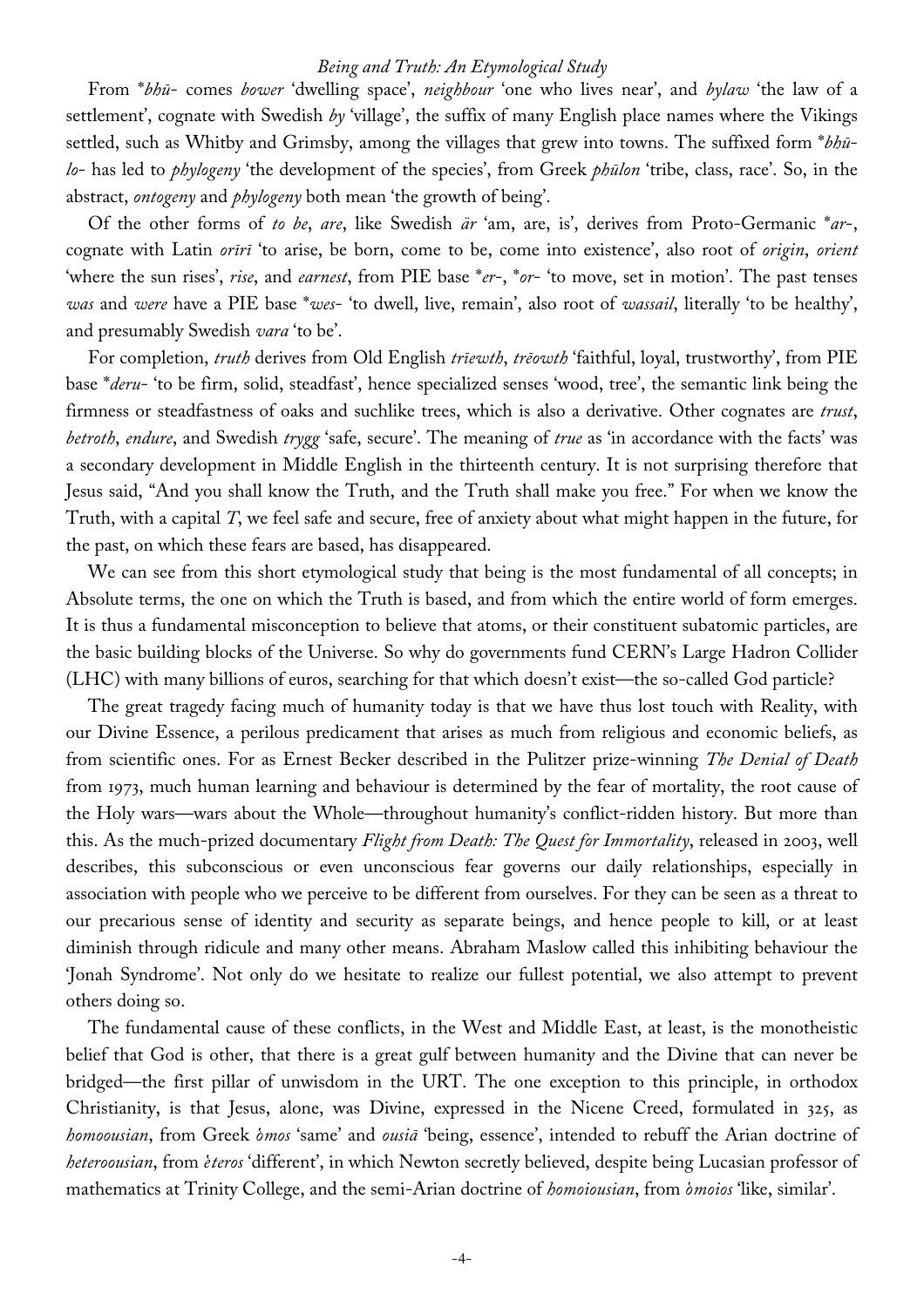*Being and Truth: An Etymological Study*

From \**bhū-* comes *bower* 'dwelling space', *neighbour* 'one who lives near', and *bylaw* 'the law of a settlement', cognate with Swedish *by* 'village', the suffix of many English place names where the Vikings settled, such as Whitby and Grimsby, among the villages that grew into towns. The suffixed form \**bhū-lo-* has led to *phylogeny* 'the development of the species', from Greek *phūlon* 'tribe, class, race'. So, in the abstract, *ontogeny* and *phylogeny* both mean 'the growth of being'.

Of the other forms of *to be*, *are*, like Swedish *är* 'am, are, is', derives from Proto-Germanic \**ar-*, cognate with Latin *orīrī* 'to arise, be born, come to be, come into existence', also root of *origin*, *orient* 'where the sun rises', *rise*, and *earnest*, from PIE base \**er-*, \**or-* 'to move, set in motion'. The past tenses *was* and *were* have a PIE base \**wes-* 'to dwell, live, remain', also root of *wassail*, literally 'to be healthy', and presumably Swedish *vara* 'to be'.

For completion, *truth* derives from Old English *trīewth*, *trēowth* 'faithful, loyal, trustworthy', from PIE base \**deru-* 'to be firm, solid, steadfast', hence specialized senses 'wood, tree', the semantic link being the firmness or steadfastness of oaks and suchlike trees, which is also a derivative. Other cognates are *trust*, *betroth*, *endure*, and Swedish *trygg* 'safe, secure'. The meaning of *true* as 'in accordance with the facts' was a secondary development in Middle English in the thirteenth century. It is not surprising therefore that Jesus said, "And you shall know the Truth, and the Truth shall make you free." For when we know the Truth, with a capital *T*, we feel safe and secure, free of anxiety about what might happen in the future, for the past, on which these fears are based, has disappeared.

We can see from this short etymological study that being is the most fundamental of all concepts; in Absolute terms, the one on which the Truth is based, and from which the entire world of form emerges. It is thus a fundamental misconception to believe that atoms, or their constituent subatomic particles, are the basic building blocks of the Universe. So why do governments fund CERN's Large Hadron Collider (LHC) with many billions of euros, searching for that which doesn't exist—the so-called God particle?

The great tragedy facing much of humanity today is that we have thus lost touch with Reality, with our Divine Essence, a perilous predicament that arises as much from religious and economic beliefs, as from scientific ones. For as Ernest Becker described in the Pulitzer prize-winning *The Denial of Death* from 1973, much human learning and behaviour is determined by the fear of mortality, the root cause of the Holy wars—wars about the Whole—throughout humanity's conflict-ridden history. But more than this. As the much-prized documentary *Flight from Death: The Quest for Immortality*, released in 2003, well describes, this subconscious or even unconscious fear governs our daily relationships, especially in association with people who we perceive to be different from ourselves. For they can be seen as a threat to our precarious sense of identity and security as separate beings, and hence people to kill, or at least diminish through ridicule and many other means. Abraham Maslow called this inhibiting behaviour the 'Jonah Syndrome'. Not only do we hesitate to realize our fullest potential, we also attempt to prevent others doing so.

The fundamental cause of these conflicts, in the West and Middle East, at least, is the monotheistic belief that God is other, that there is a great gulf between humanity and the Divine that can never be bridged—the first pillar of unwisdom in the URT. The one exception to this principle, in orthodox Christianity, is that Jesus, alone, was Divine, expressed in the Nicene Creed, formulated in 325, as *homoousian*, from Greek *ὁmos* 'same' and *ousiā* 'being, essence', intended to rebuff the Arian doctrine of *heteroousian*, from *ἑteros* 'different', in which Newton secretly believed, despite being Lucasian professor of mathematics at Trinity College, and the semi-Arian doctrine of *homoiousian*, from *ὁmoios* 'like, similar'.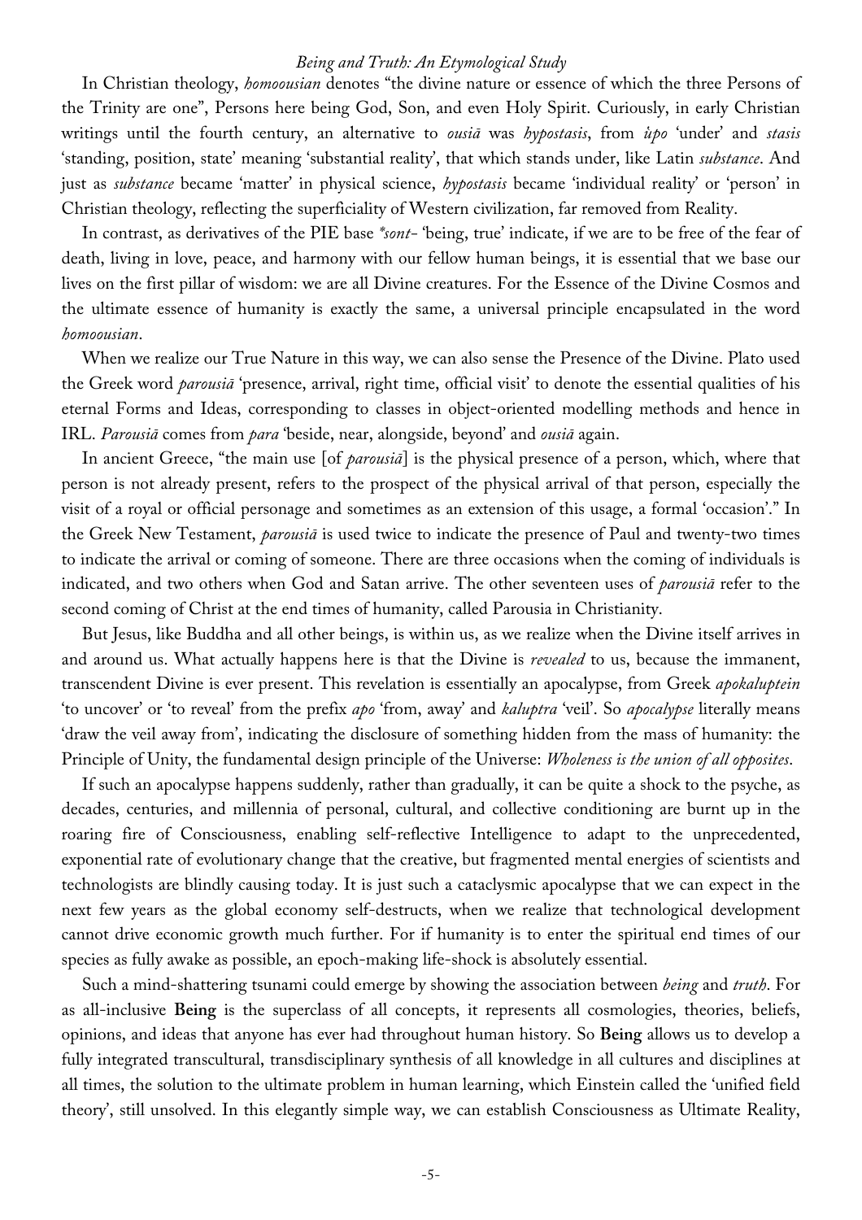In Christian theology, *homoousian* denotes "the divine nature or essence of which the three Persons of the Trinity are one", Persons here being God, Son, and even Holy Spirit. Curiously, in early Christian writings until the fourth century, an alternative to *ousiā* was *hypostasis*, from *ủpo* 'under' and *stasis* 'standing, position, state' meaning 'substantial reality', that which stands under, like Latin *substance*. And just as *substance* became 'matter' in physical science, *hypostasis* became 'individual reality' or 'person' in Christian theology, reflecting the superficiality of Western civilization, far removed from Reality.

In contrast, as derivatives of the PIE base *\*sont-* 'being, true' indicate, if we are to be free of the fear of death, living in love, peace, and harmony with our fellow human beings, it is essential that we base our lives on the first pillar of wisdom: we are all Divine creatures. For the Essence of the Divine Cosmos and the ultimate essence of humanity is exactly the same, a universal principle encapsulated in the word *homoousian*.

When we realize our True Nature in this way, we can also sense the Presence of the Divine. Plato used the Greek word *parousiā* 'presence, arrival, right time, official visit' to denote the essential qualities of his eternal Forms and Ideas, corresponding to classes in object-oriented modelling methods and hence in IRL. *Parousiā* comes from *para* 'beside, near, alongside, beyond' and *ousiā* again.

In ancient Greece, "the main use [of *parousiā*] is the physical presence of a person, which, where that person is not already present, refers to the prospect of the physical arrival of that person, especially the visit of a royal or official personage and sometimes as an extension of this usage, a formal 'occasion'." In the Greek New Testament, *parousiā* is used twice to indicate the presence of Paul and twenty-two times to indicate the arrival or coming of someone. There are three occasions when the coming of individuals is indicated, and two others when God and Satan arrive. The other seventeen uses of *parousiā* refer to the second coming of Christ at the end times of humanity, called Parousia in Christianity.

But Jesus, like Buddha and all other beings, is within us, as we realize when the Divine itself arrives in and around us. What actually happens here is that the Divine is *revealed* to us, because the immanent, transcendent Divine is ever present. This revelation is essentially an apocalypse, from Greek *apokaluptein* 'to uncover' or 'to reveal' from the prefix *apo* 'from, away' and *kaluptra* 'veil'. So *apocalypse* literally means 'draw the veil away from', indicating the disclosure of something hidden from the mass of humanity: the Principle of Unity, the fundamental design principle of the Universe: *Wholeness is the union of all opposites*.

If such an apocalypse happens suddenly, rather than gradually, it can be quite a shock to the psyche, as decades, centuries, and millennia of personal, cultural, and collective conditioning are burnt up in the roaring fire of Consciousness, enabling self-reflective Intelligence to adapt to the unprecedented, exponential rate of evolutionary change that the creative, but fragmented mental energies of scientists and technologists are blindly causing today. It is just such a cataclysmic apocalypse that we can expect in the next few years as the global economy self-destructs, when we realize that technological development cannot drive economic growth much further. For if humanity is to enter the spiritual end times of our species as fully awake as possible, an epoch-making life-shock is absolutely essential.

Such a mind-shattering tsunami could emerge by showing the association between *being* and *truth*. For as all-inclusive **Being** is the superclass of all concepts, it represents all cosmologies, theories, beliefs, opinions, and ideas that anyone has ever had throughout human history. So **Being** allows us to develop a fully integrated transcultural, transdisciplinary synthesis of all knowledge in all cultures and disciplines at all times, the solution to the ultimate problem in human learning, which Einstein called the 'unified field theory', still unsolved. In this elegantly simple way, we can establish Consciousness as Ultimate Reality,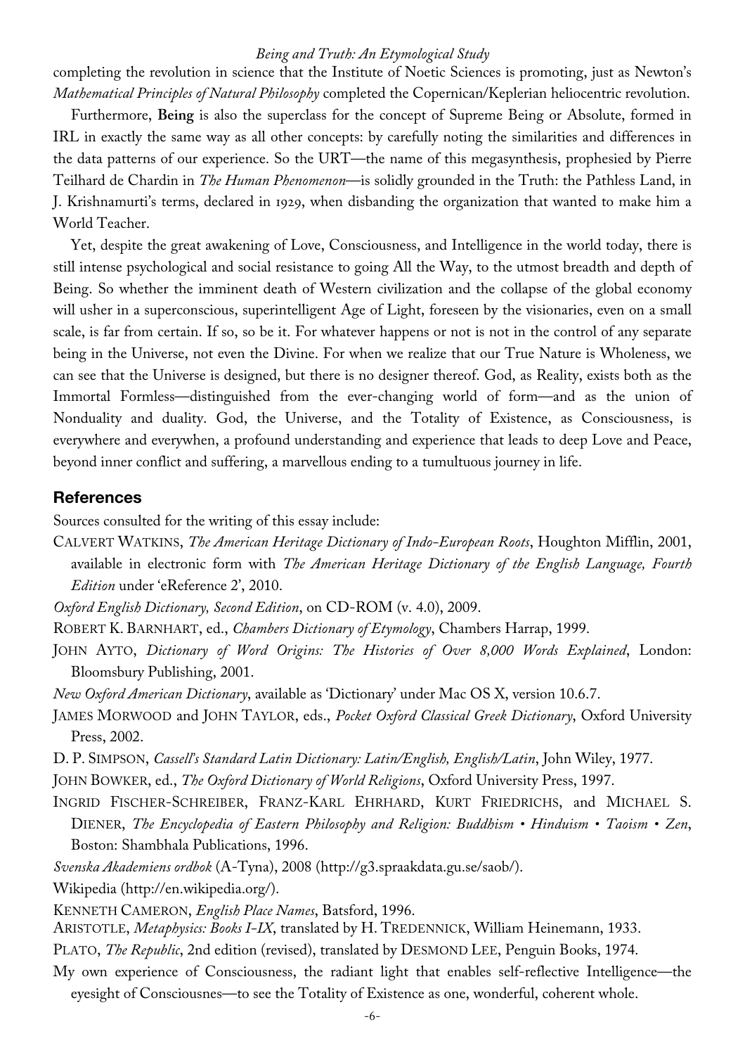completing the revolution in science that the Institute of Noetic Sciences is promoting, just as Newton's *Mathematical Principles of Natural Philosophy* completed the Copernican/Keplerian heliocentric revolution.

Furthermore, **Being** is also the superclass for the concept of Supreme Being or Absolute, formed in IRL in exactly the same way as all other concepts: by carefully noting the similarities and differences in the data patterns of our experience. So the URT—the name of this megasynthesis, prophesied by Pierre Teilhard de Chardin in *The Human Phenomenon*—is solidly grounded in the Truth: the Pathless Land, in J. Krishnamurti's terms, declared in 1929, when disbanding the organization that wanted to make him a World Teacher.

Yet, despite the great awakening of Love, Consciousness, and Intelligence in the world today, there is still intense psychological and social resistance to going All the Way, to the utmost breadth and depth of Being. So whether the imminent death of Western civilization and the collapse of the global economy will usher in a superconscious, superintelligent Age of Light, foreseen by the visionaries, even on a small scale, is far from certain. If so, so be it. For whatever happens or not is not in the control of any separate being in the Universe, not even the Divine. For when we realize that our True Nature is Wholeness, we can see that the Universe is designed, but there is no designer thereof. God, as Reality, exists both as the Immortal Formless—distinguished from the ever-changing world of form—and as the union of Nonduality and duality. God, the Universe, and the Totality of Existence, as Consciousness, is everywhere and everywhen, a profound understanding and experience that leads to deep Love and Peace, beyond inner conflict and suffering, a marvellous ending to a tumultuous journey in life.

## References

Sources consulted for the writing of this essay include:

CALVERT WATKINS, *The American Heritage Dictionary of Indo-European Roots*, Houghton Mifflin, 2001, available in electronic form with *The American Heritage Dictionary of the English Language, Fourth Edition* under 'eReference 2', 2010.

*Oxford English Dictionary, Second Edition*, on CD-ROM (v. 4.0), 2009.

ROBERT K. BARNHART, ed., *Chambers Dictionary of Etymology*, Chambers Harrap, 1999.

JOHN AYTO, *Dictionary of Word Origins: The Histories of Over 8,000 Words Explained*, London: Bloomsbury Publishing, 2001.

*New Oxford American Dictionary*, available as 'Dictionary' under Mac OS X, version 10.6.7.

JAMES MORWOOD and JOHN TAYLOR, eds., *Pocket Oxford Classical Greek Dictionary*, Oxford University Press, 2002.

D. P. SIMPSON, *Cassell's Standard Latin Dictionary: Latin/English, English/Latin*, John Wiley, 1977.

JOHN BOWKER, ed., *The Oxford Dictionary of World Religions*, Oxford University Press, 1997.

INGRID FISCHER-SCHREIBER, FRANZ-KARL EHRHARD, KURT FRIEDRICHS, and MICHAEL S. DIENER, *The Encyclopedia of Eastern Philosophy and Religion: Buddhism • Hinduism • Taoism • Zen*, Boston: Shambhala Publications, 1996.

*Svenska Akademiens ordbok* (A-Tyna), 2008 (http://g3.spraakdata.gu.se/saob/).

Wikipedia (http://en.wikipedia.org/).

KENNETH CAMERON, *English Place Names*, Batsford, 1996.

ARISTOTLE, *Metaphysics: Books I-IX*, translated by H. TREDENNICK, William Heinemann, 1933.

PLATO, *The Republic*, 2nd edition (revised), translated by DESMOND LEE, Penguin Books, 1974.

My own experience of Consciousness, the radiant light that enables self-reflective Intelligence—the eyesight of Consciousnes—to see the Totality of Existence as one, wonderful, coherent whole.